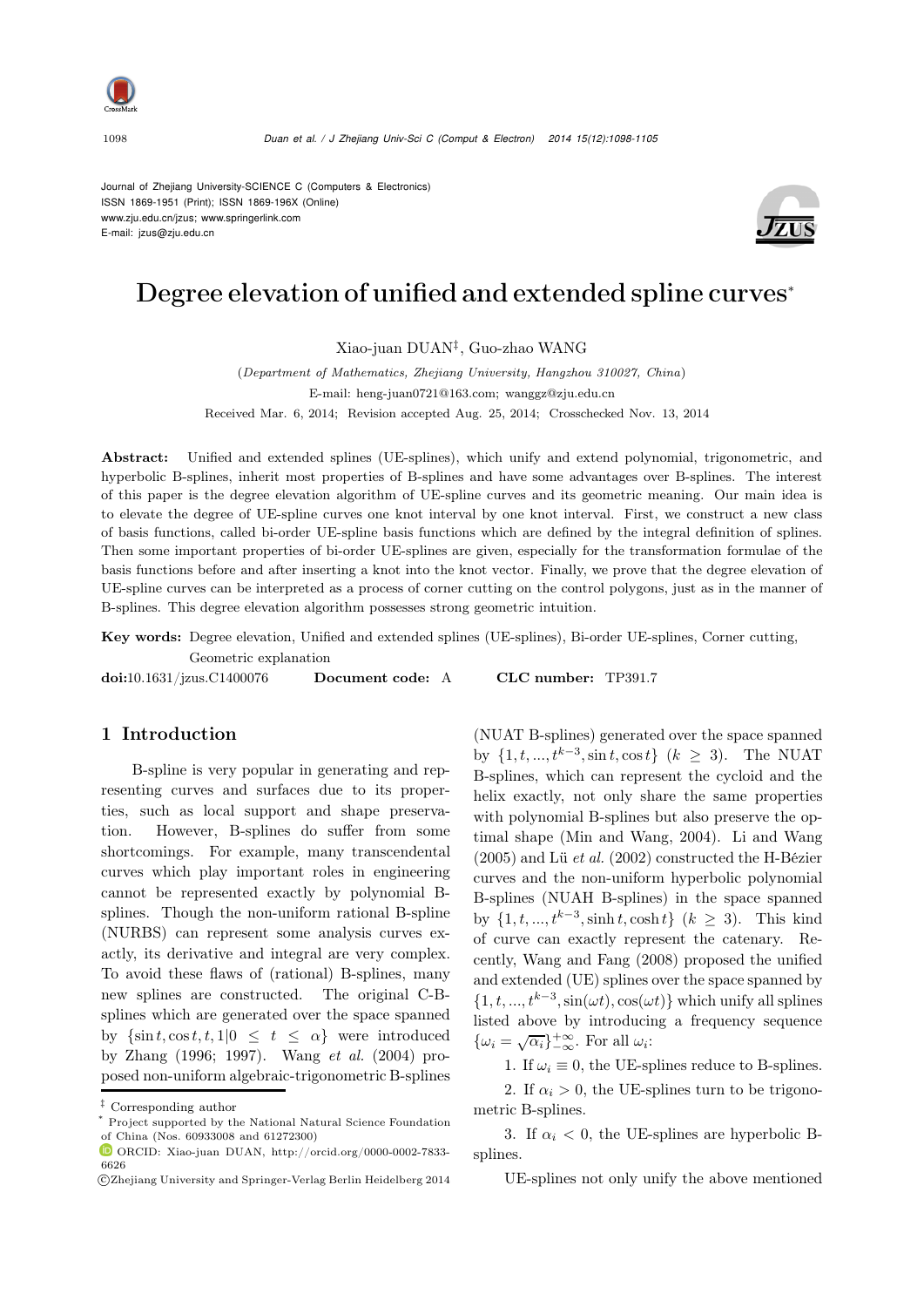Journal of Zhejiang University-SCIENCE C (Computers & Electronics)
ISSN 1869-1951 (Print); ISSN 1869-196X (Online)
www.zju.edu.cn/jzus; www.springerlink.com
E-mail: jzus@zju.edu.cn

# Degree elevation of unified and extended spline curves*

Xiao-juan DUAN‡, Guo-zhao WANG

(*Department of Mathematics, Zhejiang University, Hangzhou 310027, China*)

E-mail: heng-juan0721@163.com; wanggz@zju.edu.cn

Received Mar. 6, 2014; Revision accepted Aug. 25, 2014; Crosschecked Nov. 13, 2014

**Abstract:** Unified and extended splines (UE-splines), which unify and extend polynomial, trigonometric, and hyperbolic B-splines, inherit most properties of B-splines and have some advantages over B-splines. The interest of this paper is the degree elevation algorithm of UE-spline curves and its geometric meaning. Our main idea is to elevate the degree of UE-spline curves one knot interval by one knot interval. First, we construct a new class of basis functions, called bi-order UE-spline basis functions which are defined by the integral definition of splines. Then some important properties of bi-order UE-splines are given, especially for the transformation formulae of the basis functions before and after inserting a knot into the knot vector. Finally, we prove that the degree elevation of UE-spline curves can be interpreted as a process of corner cutting on the control polygons, just as in the manner of B-splines. This degree elevation algorithm possesses strong geometric intuition.

**Key words:** Degree elevation, Unified and extended splines (UE-splines), Bi-order UE-splines, Corner cutting, Geometric explanation

**doi:**10.1631/jzus.C1400076 **Document code:** A **CLC number:** TP391.7

## 1 Introduction

B-spline is very popular in generating and representing curves and surfaces due to its properties, such as local support and shape preservation. However, B-splines do suffer from some shortcomings. For example, many transcendental curves which play important roles in engineering cannot be represented exactly by polynomial B-splines. Though the non-uniform rational B-spline (NURBS) can represent some analysis curves exactly, its derivative and integral are very complex. To avoid these flaws of (rational) B-splines, many new splines are constructed. The original C-B-splines which are generated over the space spanned by $\{\sin t, \cos t, t, 1 | 0 \leq t \leq \alpha\}$ were introduced by Zhang (1996; 1997). Wang *et al.* (2004) proposed non-uniform algebraic-trigonometric B-splines (NUAT B-splines) generated over the space spanned by $\{1, t, ..., t^{k-3}, \sin t, \cos t\}$ $(k \geq 3)$. The NUAT B-splines, which can represent the cycloid and the helix exactly, not only share the same properties with polynomial B-splines but also preserve the optimal shape (Min and Wang, 2004). Li and Wang (2005) and Lü *et al.* (2002) constructed the H-Bézier curves and the non-uniform hyperbolic polynomial B-splines (NUAH B-splines) in the space spanned by $\{1, t, ..., t^{k-3}, \sinh t, \cosh t\}$ $(k \geq 3)$. This kind of curve can exactly represent the catenary. Recently, Wang and Fang (2008) proposed the unified and extended (UE) splines over the space spanned by $\{1, t, ..., t^{k-3}, \sin(\omega t), \cos(\omega t)\}$ which unify all splines listed above by introducing a frequency sequence $\{\omega_i = \sqrt{\alpha_i}\}_{-\infty}^{+\infty}$. For all $\omega_i$:

1. If $\omega_i \equiv 0$, the UE-splines reduce to B-splines.

2. If $\alpha_i > 0$, the UE-splines turn to be trigonometric B-splines.

3. If $\alpha_i < 0$, the UE-splines are hyperbolic B-splines.

UE-splines not only unify the above mentioned

---

‡ Corresponding author

\* Project supported by the National Natural Science Foundation of China (Nos. 60933008 and 61272300)

ORCID: Xiao-juan DUAN, http://orcid.org/0000-0002-7833-6626

©Zhejiang University and Springer-Verlag Berlin Heidelberg 2014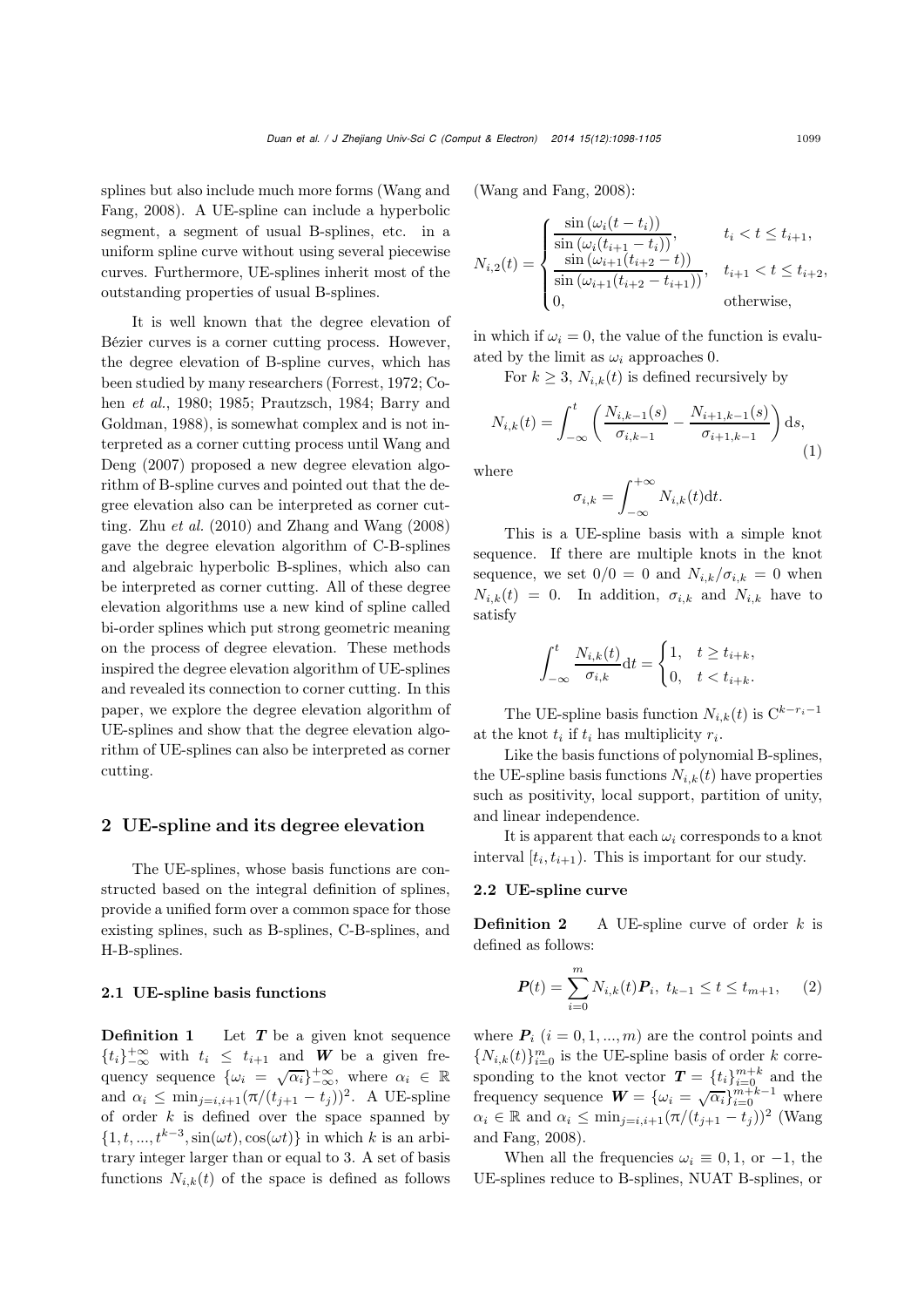splines but also include much more forms (Wang and Fang, 2008). A UE-spline can include a hyperbolic segment, a segment of usual B-splines, etc. in a uniform spline curve without using several piecewise curves. Furthermore, UE-splines inherit most of the outstanding properties of usual B-splines.

It is well known that the degree elevation of Bézier curves is a corner cutting process. However, the degree elevation of B-spline curves, which has been studied by many researchers (Forrest, 1972; Cohen *et al.*, 1980; 1985; Prautzsch, 1984; Barry and Goldman, 1988), is somewhat complex and is not interpreted as a corner cutting process until Wang and Deng (2007) proposed a new degree elevation algorithm of B-spline curves and pointed out that the degree elevation also can be interpreted as corner cutting. Zhu *et al.* (2010) and Zhang and Wang (2008) gave the degree elevation algorithm of C-B-splines and algebraic hyperbolic B-splines, which also can be interpreted as corner cutting. All of these degree elevation algorithms use a new kind of spline called bi-order splines which put strong geometric meaning on the process of degree elevation. These methods inspired the degree elevation algorithm of UE-splines and revealed its connection to corner cutting. In this paper, we explore the degree elevation algorithm of UE-splines and show that the degree elevation algorithm of UE-splines can also be interpreted as corner cutting.

## 2 UE-spline and its degree elevation

The UE-splines, whose basis functions are constructed based on the integral definition of splines, provide a unified form over a common space for those existing splines, such as B-splines, C-B-splines, and H-B-splines.

### 2.1 UE-spline basis functions

**Definition 1** Let $\boldsymbol{T}$ be a given knot sequence $\{t_i\}_{-\infty}^{+\infty}$ with $t_i \leq t_{i+1}$ and $\boldsymbol{W}$ be a given frequency sequence $\{\omega_i = \sqrt{\alpha_i}\}_{-\infty}^{+\infty}$, where $\alpha_i \in \mathbb{R}$ and $\alpha_i \leq \min_{j=i,i+1}(\pi/(t_{j+1}-t_j))^2$. A UE-spline of order $k$ is defined over the space spanned by $\{1, t, ..., t^{k-3}, \sin(\omega t), \cos(\omega t)\}$ in which $k$ is an arbitrary integer larger than or equal to 3. A set of basis functions $N_{i,k}(t)$ of the space is defined as follows (Wang and Fang, 2008):

$$N_{i,2}(t) = \begin{cases} \dfrac{\sin(\omega_i(t-t_i))}{\sin(\omega_i(t_{i+1}-t_i))}, & t_i < t \leq t_{i+1}, \\ \dfrac{\sin(\omega_{i+1}(t_{i+2}-t))}{\sin(\omega_{i+1}(t_{i+2}-t_{i+1}))}, & t_{i+1} < t \leq t_{i+2}, \\ 0, & \text{otherwise}, \end{cases}$$

in which if $\omega_i = 0$, the value of the function is evaluated by the limit as $\omega_i$ approaches 0.

For $k \geq 3$, $N_{i,k}(t)$ is defined recursively by

$$N_{i,k}(t) = \int_{-\infty}^{t} \left( \frac{N_{i,k-1}(s)}{\sigma_{i,k-1}} - \frac{N_{i+1,k-1}(s)}{\sigma_{i+1,k-1}} \right) \mathrm{d}s, \tag{1}$$

where

$$\sigma_{i,k} = \int_{-\infty}^{+\infty} N_{i,k}(t) \mathrm{d}t.$$

This is a UE-spline basis with a simple knot sequence. If there are multiple knots in the knot sequence, we set $0/0 = 0$ and $N_{i,k}/\sigma_{i,k} = 0$ when $N_{i,k}(t) = 0$. In addition, $\sigma_{i,k}$ and $N_{i,k}$ have to satisfy

$$\int_{-\infty}^{t} \frac{N_{i,k}(t)}{\sigma_{i,k}} \mathrm{d}t = \begin{cases} 1, & t \geq t_{i+k}, \\ 0, & t < t_{i+k}. \end{cases}$$

The UE-spline basis function $N_{i,k}(t)$ is $\mathrm{C}^{k-r_i-1}$ at the knot $t_i$ if $t_i$ has multiplicity $r_i$.

Like the basis functions of polynomial B-splines, the UE-spline basis functions $N_{i,k}(t)$ have properties such as positivity, local support, partition of unity, and linear independence.

It is apparent that each $\omega_i$ corresponds to a knot interval $[t_i, t_{i+1})$. This is important for our study.

### 2.2 UE-spline curve

**Definition 2** A UE-spline curve of order $k$ is defined as follows:

$$\boldsymbol{P}(t) = \sum_{i=0}^{m} N_{i,k}(t)\boldsymbol{P}_i, \ t_{k-1} \leq t \leq t_{m+1}, \tag{2}$$

where $\boldsymbol{P}_i$ $(i = 0, 1, ..., m)$ are the control points and $\{N_{i,k}(t)\}_{i=0}^{m}$ is the UE-spline basis of order $k$ corresponding to the knot vector $\boldsymbol{T} = \{t_i\}_{i=0}^{m+k}$ and the frequency sequence $\boldsymbol{W} = \{\omega_i = \sqrt{\alpha_i}\}_{i=0}^{m+k-1}$ where $\alpha_i \in \mathbb{R}$ and $\alpha_i \leq \min_{j=i,i+1}(\pi/(t_{j+1}-t_j))^2$ (Wang and Fang, 2008).

When all the frequencies $\omega_i \equiv 0, 1$, or $-1$, the UE-splines reduce to B-splines, NUAT B-splines, or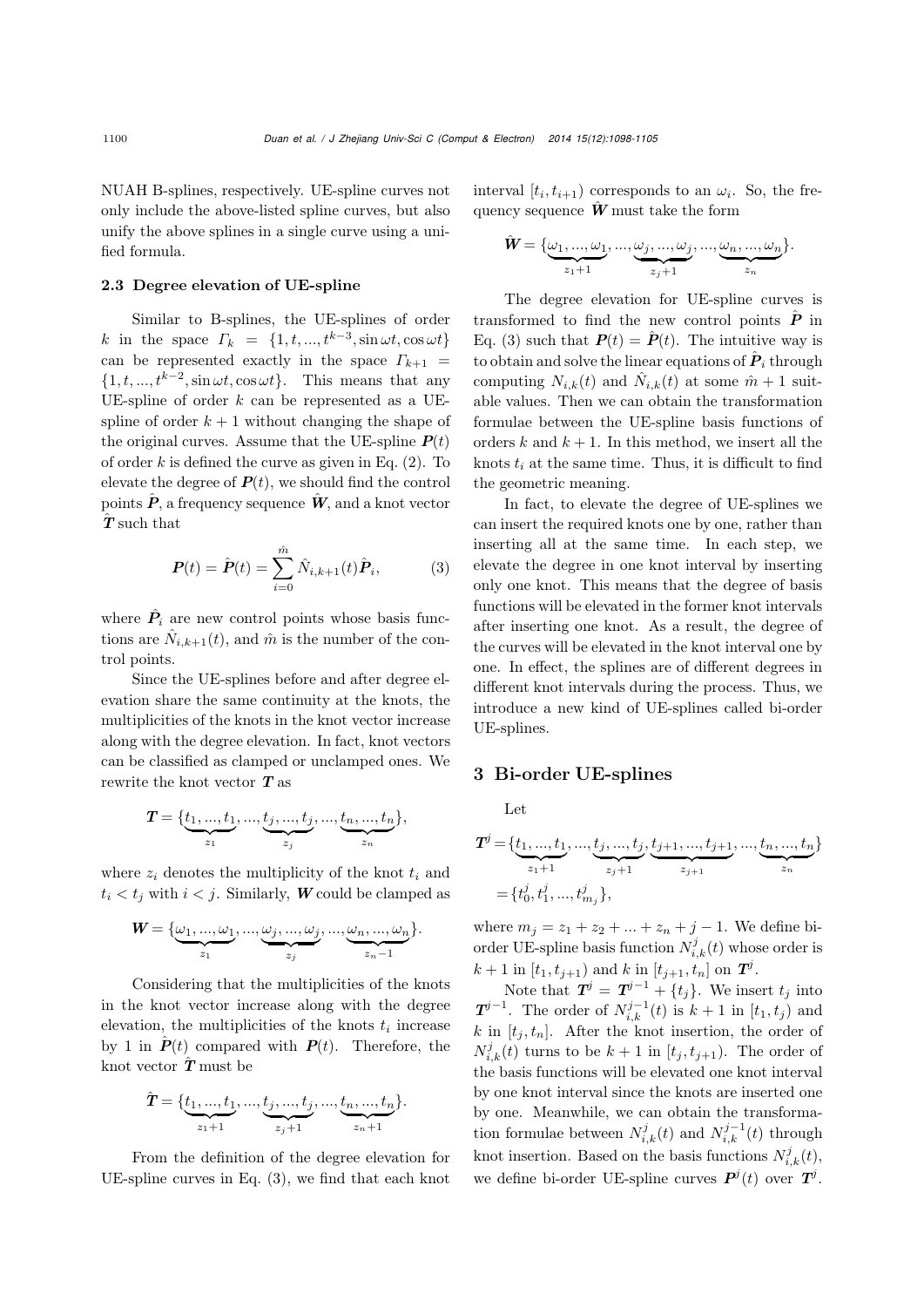NUAH B-splines, respectively. UE-spline curves not only include the above-listed spline curves, but also unify the above splines in a single curve using a unified formula.

### 2.3 Degree elevation of UE-spline

Similar to B-splines, the UE-splines of order $k$ in the space $\Gamma_k = \{1, t, ..., t^{k-3}, \sin \omega t, \cos \omega t\}$ can be represented exactly in the space $\Gamma_{k+1} = \{1, t, ..., t^{k-2}, \sin \omega t, \cos \omega t\}$. This means that any UE-spline of order $k$ can be represented as a UE-spline of order $k+1$ without changing the shape of the original curves. Assume that the UE-spline $\boldsymbol{P}(t)$ of order $k$ is defined the curve as given in Eq. (2). To elevate the degree of $\boldsymbol{P}(t)$, we should find the control points $\hat{\boldsymbol{P}}$, a frequency sequence $\hat{\boldsymbol{W}}$, and a knot vector $\hat{\boldsymbol{T}}$ such that

$$\boldsymbol{P}(t) = \hat{\boldsymbol{P}}(t) = \sum_{i=0}^{\hat{m}} \hat{N}_{i,k+1}(t)\hat{\boldsymbol{P}}_i, \tag{3}$$

where $\hat{\boldsymbol{P}}_i$ are new control points whose basis functions are $\hat{N}_{i,k+1}(t)$, and $\hat{m}$ is the number of the control points.

Since the UE-splines before and after degree elevation share the same continuity at the knots, the multiplicities of the knots in the knot vector increase along with the degree elevation. In fact, knot vectors can be classified as clamped or unclamped ones. We rewrite the knot vector $\boldsymbol{T}$ as

$$\boldsymbol{T} = \{\underbrace{t_1, ..., t_1}_{z_1}, ..., \underbrace{t_j, ..., t_j}_{z_j}, ..., \underbrace{t_n, ..., t_n}_{z_n}\},$$

where $z_i$ denotes the multiplicity of the knot $t_i$ and $t_i < t_j$ with $i < j$. Similarly, $\boldsymbol{W}$ could be clamped as

$$\boldsymbol{W} = \{\underbrace{\omega_1, ..., \omega_1}_{z_1}, ..., \underbrace{\omega_j, ..., \omega_j}_{z_j}, ..., \underbrace{\omega_n, ..., \omega_n}_{z_n - 1}\}.$$

Considering that the multiplicities of the knots in the knot vector increase along with the degree elevation, the multiplicities of the knots $t_i$ increase by 1 in $\hat{\boldsymbol{P}}(t)$ compared with $\boldsymbol{P}(t)$. Therefore, the knot vector $\hat{\boldsymbol{T}}$ must be

$$\hat{\boldsymbol{T}} = \{\underbrace{t_1, ..., t_1}_{z_1+1}, ..., \underbrace{t_j, ..., t_j}_{z_j+1}, ..., \underbrace{t_n, ..., t_n}_{z_n+1}\}.$$

From the definition of the degree elevation for UE-spline curves in Eq. (3), we find that each knot interval $[t_i, t_{i+1})$ corresponds to an $\omega_i$. So, the frequency sequence $\hat{\boldsymbol{W}}$ must take the form

$$\hat{\boldsymbol{W}} = \{\underbrace{\omega_1, ..., \omega_1}_{z_1+1}, ..., \underbrace{\omega_j, ..., \omega_j}_{z_j+1}, ..., \underbrace{\omega_n, ..., \omega_n}_{z_n}\}.$$

The degree elevation for UE-spline curves is transformed to find the new control points $\hat{\boldsymbol{P}}$ in Eq. (3) such that $\boldsymbol{P}(t) = \hat{\boldsymbol{P}}(t)$. The intuitive way is to obtain and solve the linear equations of $\hat{\boldsymbol{P}}_i$ through computing $N_{i,k}(t)$ and $\hat{N}_{i,k}(t)$ at some $\hat{m}+1$ suitable values. Then we can obtain the transformation formulae between the UE-spline basis functions of orders $k$ and $k+1$. In this method, we insert all the knots $t_i$ at the same time. Thus, it is difficult to find the geometric meaning.

In fact, to elevate the degree of UE-splines we can insert the required knots one by one, rather than inserting all at the same time. In each step, we elevate the degree in one knot interval by inserting only one knot. This means that the degree of basis functions will be elevated in the former knot intervals after inserting one knot. As a result, the degree of the curves will be elevated in the knot interval one by one. In effect, the splines are of different degrees in different knot intervals during the process. Thus, we introduce a new kind of UE-splines called bi-order UE-splines.

## 3 Bi-order UE-splines

Let

$$\begin{aligned}\boldsymbol{T}^j &= \{\underbrace{t_1, ..., t_1}_{z_1+1}, ..., \underbrace{t_j, ..., t_j}_{z_j+1}, \underbrace{t_{j+1}, ..., t_{j+1}}_{z_{j+1}}, ..., \underbrace{t_n, ..., t_n}_{z_n}\} \\ &= \{t_0^j, t_1^j, ..., t_{m_j}^j\},\end{aligned}$$

where $m_j = z_1 + z_2 + ... + z_n + j - 1$. We define bi-order UE-spline basis function $N_{i,k}^j(t)$ whose order is $k+1$ in $[t_1, t_{j+1})$ and $k$ in $[t_{j+1}, t_n]$ on $\boldsymbol{T}^j$.

Note that $\boldsymbol{T}^j = \boldsymbol{T}^{j-1} + \{t_j\}$. We insert $t_j$ into $\boldsymbol{T}^{j-1}$. The order of $N_{i,k}^{j-1}(t)$ is $k+1$ in $[t_1, t_j)$ and $k$ in $[t_j, t_n]$. After the knot insertion, the order of $N_{i,k}^j(t)$ turns to be $k+1$ in $[t_j, t_{j+1})$. The order of the basis functions will be elevated one knot interval by one knot interval since the knots are inserted one by one. Meanwhile, we can obtain the transformation formulae between $N_{i,k}^j(t)$ and $N_{i,k}^{j-1}(t)$ through knot insertion. Based on the basis functions $N_{i,k}^j(t)$, we define bi-order UE-spline curves $\boldsymbol{P}^j(t)$ over $\boldsymbol{T}^j$.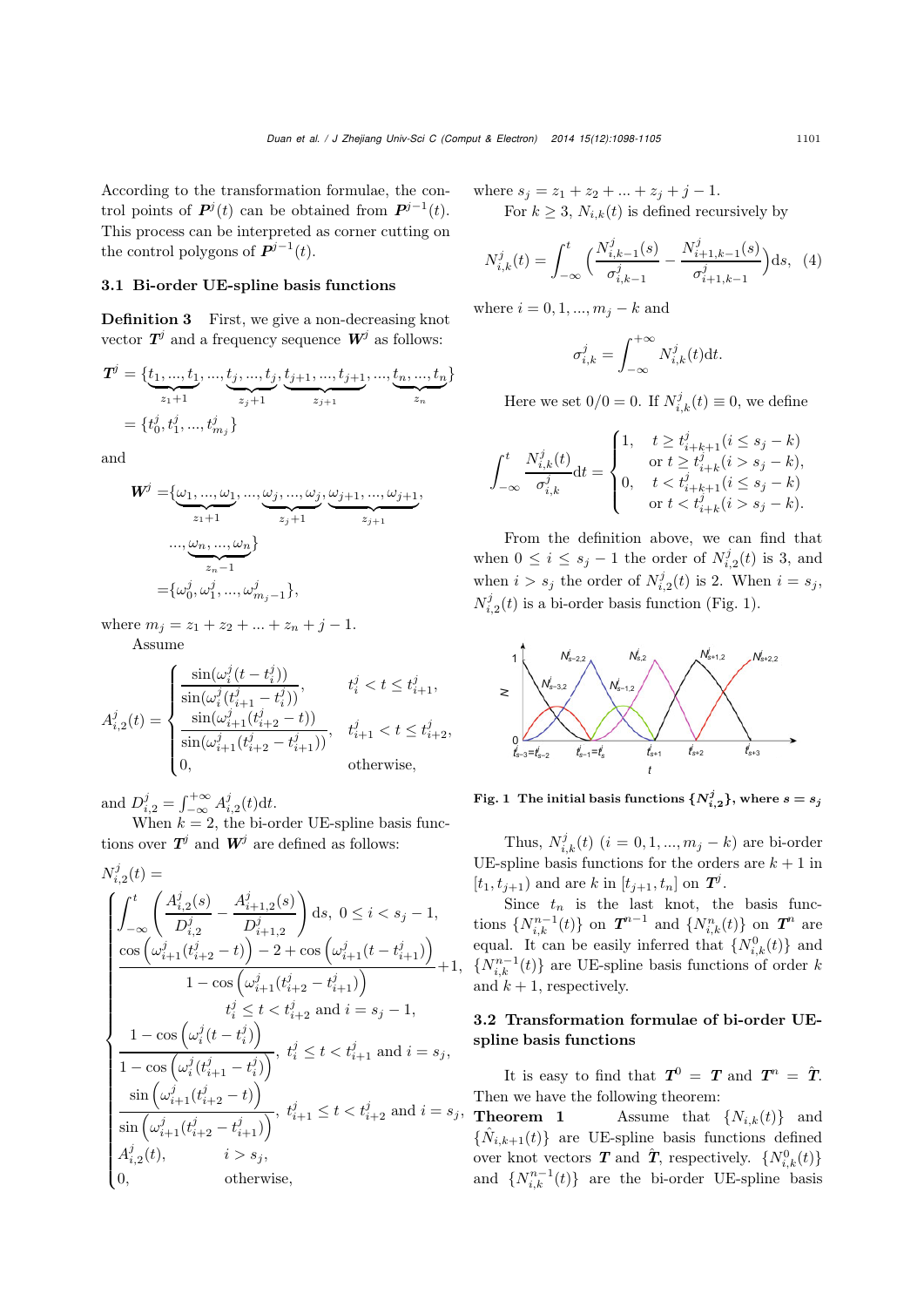According to the transformation formulae, the control points of $\boldsymbol{P}^j(t)$ can be obtained from $\boldsymbol{P}^{j-1}(t)$. This process can be interpreted as corner cutting on the control polygons of $\boldsymbol{P}^{j-1}(t)$.

### 3.1 Bi-order UE-spline basis functions

**Definition 3** First, we give a non-decreasing knot vector $\boldsymbol{T}^j$ and a frequency sequence $\boldsymbol{W}^j$ as follows:

$$\boldsymbol{T}^j = \{\underbrace{t_1,...,t_1}_{z_1+1},...,\underbrace{t_j,...,t_j}_{z_j+1},\underbrace{t_{j+1},...,t_{j+1}}_{z_{j+1}},...,\underbrace{t_n,...,t_n}_{z_n}\}$$
$$= \{t_0^j, t_1^j, ..., t_{m_j}^j\}$$

and

$$\boldsymbol{W}^j = \{\underbrace{\omega_1,...,\omega_1}_{z_1+1},...,\underbrace{\omega_j,...,\omega_j}_{z_j+1},\underbrace{\omega_{j+1},...,\omega_{j+1}}_{z_{j+1}},...,\underbrace{\omega_n,...,\omega_n}_{z_n-1}\}$$
$$= \{\omega_0^j, \omega_1^j, ..., \omega_{m_j-1}^j\},$$

where $m_j = z_1 + z_2 + ... + z_n + j - 1$.

Assume

$$A_{i,2}^j(t) = \begin{cases} \dfrac{\sin(\omega_i^j(t-t_i^j))}{\sin(\omega_i^j(t_{i+1}^j - t_i^j))}, & t_i^j < t \le t_{i+1}^j, \\ \dfrac{\sin(\omega_{i+1}^j(t_{i+2}^j - t))}{\sin(\omega_{i+1}^j(t_{i+2}^j - t_{i+1}^j))}, & t_{i+1}^j < t \le t_{i+2}^j, \\ 0, & \text{otherwise}, \end{cases}$$

and $D_{i,2}^j = \int_{-\infty}^{+\infty} A_{i,2}^j(t)\mathrm{d}t$.

When $k=2$, the bi-order UE-spline basis functions over $\boldsymbol{T}^j$ and $\boldsymbol{W}^j$ are defined as follows:

$$N_{i,2}^j(t) = \begin{cases} \displaystyle\int_{-\infty}^{t}\left(\frac{A_{i,2}^j(s)}{D_{i,2}^j} - \frac{A_{i+1,2}^j(s)}{D_{i+1,2}^j}\right)\mathrm{d}s, \ 0 \le i < s_j - 1, \\ \dfrac{\cos\left(\omega_{i+1}^j(t_{i+2}^j - t)\right) - 2 + \cos\left(\omega_{i+1}^j(t - t_{i+1}^j)\right)}{1 - \cos\left(\omega_{i+1}^j(t_{i+2}^j - t_{i+1}^j)\right)} + 1, \\ \qquad t_i^j \le t < t_{i+2}^j \text{ and } i = s_j - 1, \\ \dfrac{1 - \cos\left(\omega_i^j(t - t_i^j)\right)}{1 - \cos\left(\omega_i^j(t_{i+1}^j - t_i^j)\right)}, \ t_i^j \le t < t_{i+1}^j \text{ and } i = s_j, \\ \dfrac{\sin\left(\omega_{i+1}^j(t_{i+2}^j - t)\right)}{\sin\left(\omega_{i+1}^j(t_{i+2}^j - t_{i+1}^j)\right)}, \ t_{i+1}^j \le t < t_{i+2}^j \text{ and } i = s_j, \\ A_{i,2}^j(t), \qquad i > s_j, \\ 0, \qquad \text{otherwise}, \end{cases}$$

where $s_j = z_1 + z_2 + ... + z_j + j - 1$.

For $k \ge 3$, $N_{i,k}(t)$ is defined recursively by

$$N_{i,k}^j(t) = \int_{-\infty}^{t}\left(\frac{N_{i,k-1}^j(s)}{\sigma_{i,k-1}^j} - \frac{N_{i+1,k-1}^j(s)}{\sigma_{i+1,k-1}^j}\right)\mathrm{d}s, \quad (4)$$

where $i = 0, 1, ..., m_j - k$ and

$$\sigma_{i,k}^j = \int_{-\infty}^{+\infty} N_{i,k}^j(t)\mathrm{d}t.$$

Here we set $0/0 = 0$. If $N_{i,k}^j(t) \equiv 0$, we define

$$\int_{-\infty}^{t}\frac{N_{i,k}^j(t)}{\sigma_{i,k}^j}\mathrm{d}t = \begin{cases} 1, & t \ge t_{i+k+1}^j (i \le s_j - k) \\ & \text{or } t \ge t_{i+k}^j (i > s_j - k), \\ 0, & t < t_{i+k+1}^j (i \le s_j - k) \\ & \text{or } t < t_{i+k}^j (i > s_j - k). \end{cases}$$

From the definition above, we can find that when $0 \le i \le s_j - 1$ the order of $N_{i,2}^j(t)$ is 3, and when $i > s_j$ the order of $N_{i,2}^j(t)$ is 2. When $i = s_j$, $N_{i,2}^j(t)$ is a bi-order basis function (Fig. 1).

**Fig. 1 The initial basis functions $\{N_{i,2}^j\}$, where $s = s_j$**

Thus, $N_{i,k}^j(t)$ $(i = 0, 1, ..., m_j - k)$ are bi-order UE-spline basis functions for the orders are $k+1$ in $[t_1, t_{j+1})$ and are $k$ in $[t_{j+1}, t_n]$ on $\boldsymbol{T}^j$.

Since $t_n$ is the last knot, the basis functions $\{N_{i,k}^{n-1}(t)\}$ on $\boldsymbol{T}^{n-1}$ and $\{N_{i,k}^n(t)\}$ on $\boldsymbol{T}^n$ are equal. It can be easily inferred that $\{N_{i,k}^0(t)\}$ and $\{N_{i,k}^{n-1}(t)\}$ are UE-spline basis functions of order $k$ and $k+1$, respectively.

### 3.2 Transformation formulae of bi-order UE-spline basis functions

It is easy to find that $\boldsymbol{T}^0 = \boldsymbol{T}$ and $\boldsymbol{T}^n = \hat{\boldsymbol{T}}$. Then we have the following theorem:

**Theorem 1** Assume that $\{N_{i,k}(t)\}$ and $\{\hat{N}_{i,k+1}(t)\}$ are UE-spline basis functions defined over knot vectors $\boldsymbol{T}$ and $\hat{\boldsymbol{T}}$, respectively. $\{N_{i,k}^0(t)\}$ and $\{N_{i,k}^{n-1}(t)\}$ are the bi-order UE-spline basis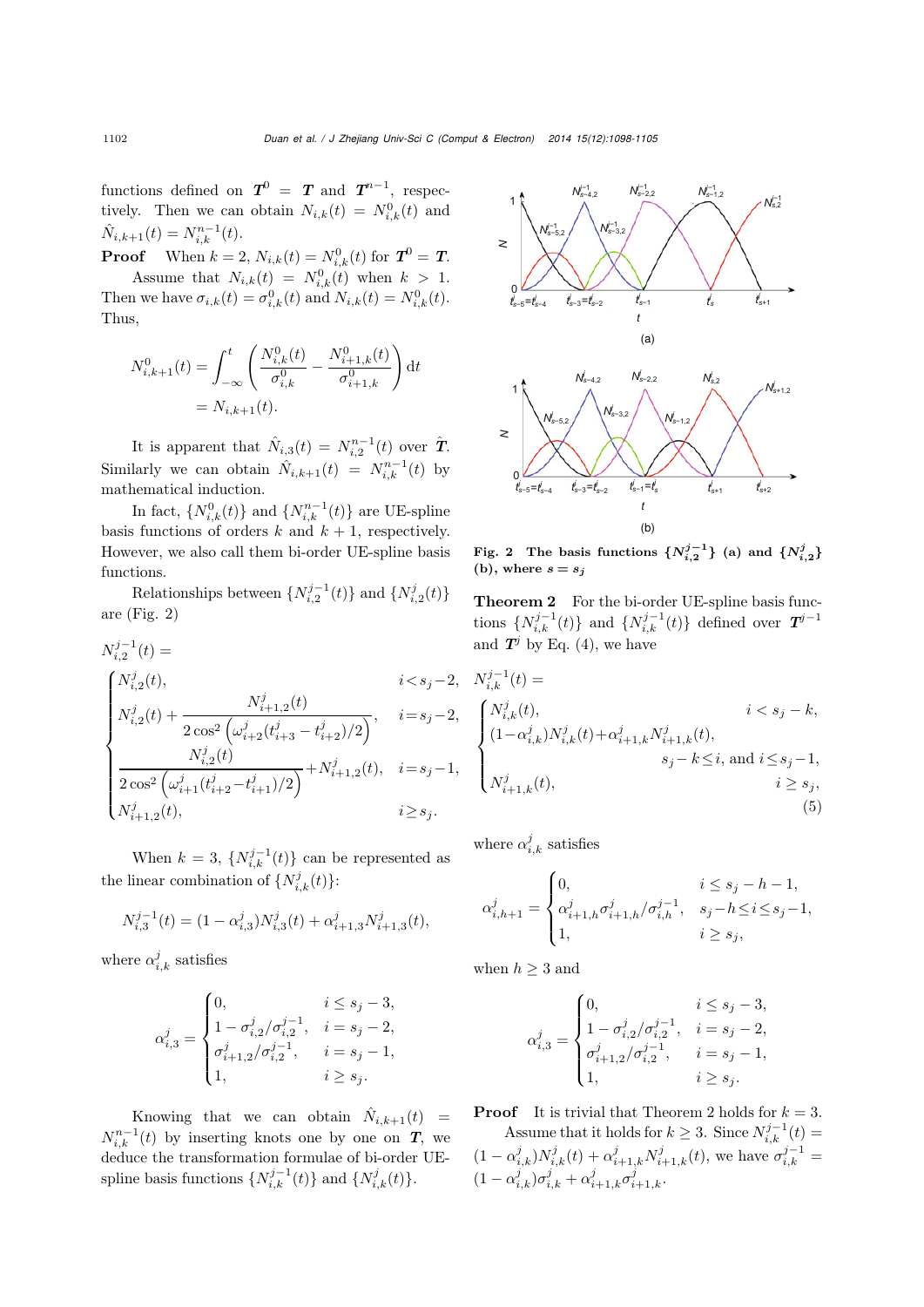functions defined on $\boldsymbol{T}^0 = \boldsymbol{T}$ and $\boldsymbol{T}^{n-1}$, respectively. Then we can obtain $N_{i,k}(t) = N^0_{i,k}(t)$ and $\hat{N}_{i,k+1}(t) = N^{n-1}_{i,k}(t)$.

**Proof** When $k=2$, $N_{i,k}(t) = N^0_{i,k}(t)$ for $\boldsymbol{T}^0 = \boldsymbol{T}$.

Assume that $N_{i,k}(t) = N^0_{i,k}(t)$ when $k > 1$. Then we have $\sigma_{i,k}(t) = \sigma^0_{i,k}(t)$ and $N_{i,k}(t) = N^0_{i,k}(t)$. Thus,

$$
\begin{aligned}
N^0_{i,k+1}(t) &= \int_{-\infty}^{t} \left( \frac{N^0_{i,k}(t)}{\sigma^0_{i,k}} - \frac{N^0_{i+1,k}(t)}{\sigma^0_{i+1,k}} \right) \mathrm{d}t \\
&= N_{i,k+1}(t).
\end{aligned}
$$

It is apparent that $\hat{N}_{i,3}(t) = N^{n-1}_{i,2}(t)$ over $\hat{\boldsymbol{T}}$. Similarly we can obtain $\hat{N}_{i,k+1}(t) = N^{n-1}_{i,k}(t)$ by mathematical induction.

In fact, $\{N^0_{i,k}(t)\}$ and $\{N^{n-1}_{i,k}(t)\}$ are UE-spline basis functions of orders $k$ and $k+1$, respectively. However, we also call them bi-order UE-spline basis functions.

Relationships between $\{N^{j-1}_{i,2}(t)\}$ and $\{N^j_{i,2}(t)\}$ are (Fig. 2)

$$
N^{j-1}_{i,2}(t) = \begin{cases}
N^j_{i,2}(t), & i < s_j - 2, \\
N^j_{i,2}(t) + \dfrac{N^j_{i+1,2}(t)}{2\cos^2\left(\omega^j_{i+2}(t^j_{i+3} - t^j_{i+2})/2\right)}, & i = s_j - 2, \\
\dfrac{N^j_{i,2}(t)}{2\cos^2\left(\omega^j_{i+1}(t^j_{i+2} - t^j_{i+1})/2\right)} + N^j_{i+1,2}(t), & i = s_j - 1, \\
N^j_{i+1,2}(t), & i \geq s_j.
\end{cases}
$$

When $k=3$, $\{N^{j-1}_{i,k}(t)\}$ can be represented as the linear combination of $\{N^j_{i,k}(t)\}$:

$$
N^{j-1}_{i,3}(t) = (1 - \alpha^j_{i,3}) N^j_{i,3}(t) + \alpha^j_{i+1,3} N^j_{i+1,3}(t),
$$

where $\alpha^j_{i,k}$ satisfies

$$
\alpha^j_{i,3} = \begin{cases}
0, & i \leq s_j - 3, \\
1 - \sigma^j_{i,2}/\sigma^{j-1}_{i,2}, & i = s_j - 2, \\
\sigma^j_{i+1,2}/\sigma^{j-1}_{i,2}, & i = s_j - 1, \\
1, & i \geq s_j.
\end{cases}
$$

Knowing that we can obtain $\hat{N}_{i,k+1}(t) = N^{n-1}_{i,k}(t)$ by inserting knots one by one on $\boldsymbol{T}$, we deduce the transformation formulae of bi-order UE-spline basis functions $\{N^{j-1}_{i,k}(t)\}$ and $\{N^j_{i,k}(t)\}$.

**Fig. 2 The basis functions $\{N^{j-1}_{i,2}\}$ (a) and $\{N^j_{i,2}\}$ (b), where $s = s_j$**

**Theorem 2** For the bi-order UE-spline basis functions $\{N^{j-1}_{i,k}(t)\}$ and $\{N^j_{i,k}(t)\}$ defined over $\boldsymbol{T}^{j-1}$ and $\boldsymbol{T}^j$ by Eq. (4), we have

$$
N^{j-1}_{i,k}(t) = \begin{cases}
N^j_{i,k}(t), & i < s_j - k, \\
(1 - \alpha^j_{i,k}) N^j_{i,k}(t) + \alpha^j_{i+1,k} N^j_{i+1,k}(t), & s_j - k \leq i, \text{ and } i \leq s_j - 1, \\
N^j_{i+1,k}(t), & i \geq s_j,
\end{cases}
\tag{5}
$$

where $\alpha^j_{i,k}$ satisfies

$$
\alpha^j_{i,h+1} = \begin{cases}
0, & i \leq s_j - h - 1, \\
\alpha^j_{i+1,h} \sigma^j_{i+1,h} / \sigma^{j-1}_{i,h}, & s_j - h \leq i \leq s_j - 1, \\
1, & i \geq s_j,
\end{cases}
$$

when $h \geq 3$ and

$$
\alpha^j_{i,3} = \begin{cases}
0, & i \leq s_j - 3, \\
1 - \sigma^j_{i,2}/\sigma^{j-1}_{i,2}, & i = s_j - 2, \\
\sigma^j_{i+1,2}/\sigma^{j-1}_{i,2}, & i = s_j - 1, \\
1, & i \geq s_j.
\end{cases}
$$

**Proof** It is trivial that Theorem 2 holds for $k=3$.

Assume that it holds for $k \geq 3$. Since $N^{j-1}_{i,k}(t) = (1 - \alpha^j_{i,k}) N^j_{i,k}(t) + \alpha^j_{i+1,k} N^j_{i+1,k}(t)$, we have $\sigma^{j-1}_{i,k} = (1 - \alpha^j_{i,k}) \sigma^j_{i,k} + \alpha^j_{i+1,k} \sigma^j_{i+1,k}$.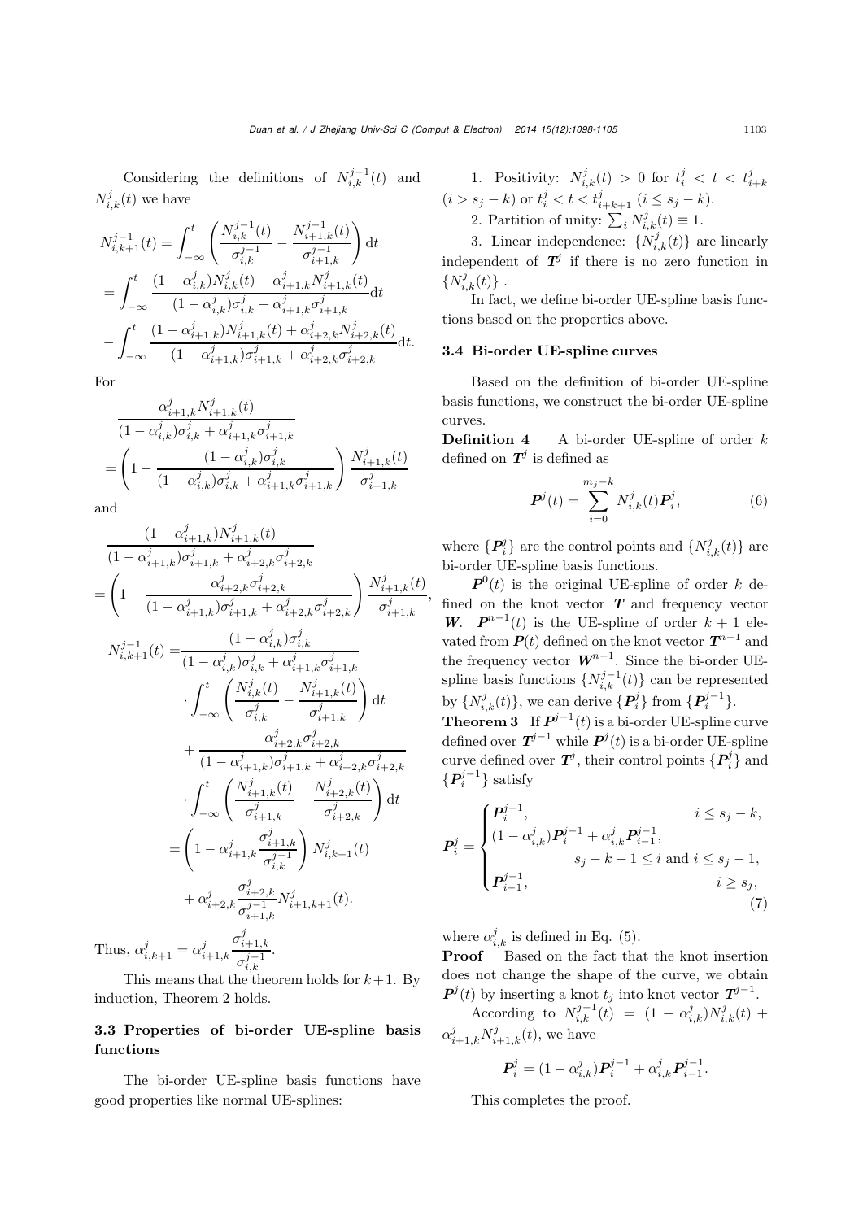Considering the definitions of $N_{i,k}^{j-1}(t)$ and $N_{i,k}^{j}(t)$ we have

$$
\begin{aligned}
N_{i,k+1}^{j-1}(t) &= \int_{-\infty}^{t} \left( \frac{N_{i,k}^{j-1}(t)}{\sigma_{i,k}^{j-1}} - \frac{N_{i+1,k}^{j-1}(t)}{\sigma_{i+1,k}^{j-1}} \right) \mathrm{d}t \\
&= \int_{-\infty}^{t} \frac{(1-\alpha_{i,k}^{j})N_{i,k}^{j}(t) + \alpha_{i+1,k}^{j} N_{i+1,k}^{j}(t)}{(1-\alpha_{i,k}^{j})\sigma_{i,k}^{j} + \alpha_{i+1,k}^{j}\sigma_{i+1,k}^{j}} \mathrm{d}t \\
&\quad - \int_{-\infty}^{t} \frac{(1-\alpha_{i+1,k}^{j})N_{i+1,k}^{j}(t) + \alpha_{i+2,k}^{j} N_{i+2,k}^{j}(t)}{(1-\alpha_{i+1,k}^{j})\sigma_{i+1,k}^{j} + \alpha_{i+2,k}^{j}\sigma_{i+2,k}^{j}} \mathrm{d}t.
\end{aligned}
$$

For

$$
\begin{aligned}
&\frac{\alpha_{i+1,k}^{j} N_{i+1,k}^{j}(t)}{(1-\alpha_{i,k}^{j})\sigma_{i,k}^{j} + \alpha_{i+1,k}^{j}\sigma_{i+1,k}^{j}} \\
&= \left( 1 - \frac{(1-\alpha_{i,k}^{j})\sigma_{i,k}^{j}}{(1-\alpha_{i,k}^{j})\sigma_{i,k}^{j} + \alpha_{i+1,k}^{j}\sigma_{i+1,k}^{j}} \right) \frac{N_{i+1,k}^{j}(t)}{\sigma_{i+1,k}^{j}}
\end{aligned}
$$

and

$$
\begin{aligned}
&\frac{(1-\alpha_{i+1,k}^{j})N_{i+1,k}^{j}(t)}{(1-\alpha_{i+1,k}^{j})\sigma_{i+1,k}^{j} + \alpha_{i+2,k}^{j}\sigma_{i+2,k}^{j}} \\
&= \left( 1 - \frac{\alpha_{i+2,k}^{j}\sigma_{i+2,k}^{j}}{(1-\alpha_{i+1,k}^{j})\sigma_{i+1,k}^{j} + \alpha_{i+2,k}^{j}\sigma_{i+2,k}^{j}} \right) \frac{N_{i+1,k}^{j}(t)}{\sigma_{i+1,k}^{j}},
\end{aligned}
$$

$$
\begin{aligned}
N_{i,k+1}^{j-1}(t) =& \frac{(1-\alpha_{i,k}^{j})\sigma_{i,k}^{j}}{(1-\alpha_{i,k}^{j})\sigma_{i,k}^{j} + \alpha_{i+1,k}^{j}\sigma_{i+1,k}^{j}} \\
&\cdot \int_{-\infty}^{t} \left( \frac{N_{i,k}^{j}(t)}{\sigma_{i,k}^{j}} - \frac{N_{i+1,k}^{j}(t)}{\sigma_{i+1,k}^{j}} \right) \mathrm{d}t \\
&+ \frac{\alpha_{i+2,k}^{j}\sigma_{i+2,k}^{j}}{(1-\alpha_{i+1,k}^{j})\sigma_{i+1,k}^{j} + \alpha_{i+2,k}^{j}\sigma_{i+2,k}^{j}} \\
&\cdot \int_{-\infty}^{t} \left( \frac{N_{i+1,k}^{j}(t)}{\sigma_{i+1,k}^{j}} - \frac{N_{i+2,k}^{j}(t)}{\sigma_{i+2,k}^{j}} \right) \mathrm{d}t \\
=& \left( 1 - \alpha_{i+1,k}^{j} \frac{\sigma_{i+1,k}^{j}}{\sigma_{i,k}^{j-1}} \right) N_{i,k+1}^{j}(t) \\
&+ \alpha_{i+2,k}^{j} \frac{\sigma_{i+2,k}^{j}}{\sigma_{i+1,k}^{j-1}} N_{i+1,k+1}^{j}(t).
\end{aligned}
$$

Thus, $\alpha_{i,k+1}^{j} = \alpha_{i+1,k}^{j} \dfrac{\sigma_{i+1,k}^{j}}{\sigma_{i,k}^{j-1}}$.

This means that the theorem holds for $k+1$. By induction, Theorem 2 holds.

### 3.3 Properties of bi-order UE-spline basis functions

The bi-order UE-spline basis functions have good properties like normal UE-splines:

1. Positivity: $N_{i,k}^{j}(t) > 0$ for $t_i^j < t < t_{i+k}^j$ $(i > s_j - k)$ or $t_i^j < t < t_{i+k+1}^j$ $(i \leq s_j - k)$.

2. Partition of unity: $\sum_i N_{i,k}^{j}(t) \equiv 1$.

3. Linear independence: $\{N_{i,k}^{j}(t)\}$ are linearly independent of $\boldsymbol{T}^j$ if there is no zero function in $\{N_{i,k}^{j}(t)\}$ .

In fact, we define bi-order UE-spline basis functions based on the properties above.

### 3.4 Bi-order UE-spline curves

Based on the definition of bi-order UE-spline basis functions, we construct the bi-order UE-spline curves.

**Definition 4** A bi-order UE-spline of order $k$ defined on $\boldsymbol{T}^j$ is defined as

$$
\boldsymbol{P}^j(t) = \sum_{i=0}^{m_j - k} N_{i,k}^{j}(t) \boldsymbol{P}_i^j, \tag{6}
$$

where $\{\boldsymbol{P}_i^j\}$ are the control points and $\{N_{i,k}^{j}(t)\}$ are bi-order UE-spline basis functions.

$\boldsymbol{P}^0(t)$ is the original UE-spline of order $k$ defined on the knot vector $\boldsymbol{T}$ and frequency vector $\boldsymbol{W}$. $\boldsymbol{P}^{n-1}(t)$ is the UE-spline of order $k+1$ elevated from $\boldsymbol{P}(t)$ defined on the knot vector $\boldsymbol{T}^{n-1}$ and the frequency vector $\boldsymbol{W}^{n-1}$. Since the bi-order UE-spline basis functions $\{N_{i,k}^{j-1}(t)\}$ can be represented by $\{N_{i,k}^{j}(t)\}$, we can derive $\{\boldsymbol{P}_i^j\}$ from $\{\boldsymbol{P}_i^{j-1}\}$.

**Theorem 3** If $\boldsymbol{P}^{j-1}(t)$ is a bi-order UE-spline curve defined over $\boldsymbol{T}^{j-1}$ while $\boldsymbol{P}^j(t)$ is a bi-order UE-spline curve defined over $\boldsymbol{T}^j$, their control points $\{\boldsymbol{P}_i^j\}$ and $\{\boldsymbol{P}_i^{j-1}\}$ satisfy

$$
\boldsymbol{P}_i^j = \begin{cases}
\boldsymbol{P}_i^{j-1}, & i \leq s_j - k, \\
(1-\alpha_{i,k}^{j})\boldsymbol{P}_i^{j-1} + \alpha_{i,k}^{j} \boldsymbol{P}_{i-1}^{j-1}, & s_j - k + 1 \leq i \text{ and } i \leq s_j - 1, \\
\boldsymbol{P}_{i-1}^{j-1}, & i \geq s_j,
\end{cases} \tag{7}
$$

where $\alpha_{i,k}^{j}$ is defined in Eq. (5).

**Proof** Based on the fact that the knot insertion does not change the shape of the curve, we obtain $\boldsymbol{P}^j(t)$ by inserting a knot $t_j$ into knot vector $\boldsymbol{T}^{j-1}$.

According to $N_{i,k}^{j-1}(t) = (1-\alpha_{i,k}^{j})N_{i,k}^{j}(t) + \alpha_{i+1,k}^{j} N_{i+1,k}^{j}(t)$, we have

$$
\boldsymbol{P}_i^j = (1-\alpha_{i,k}^{j})\boldsymbol{P}_i^{j-1} + \alpha_{i,k}^{j} \boldsymbol{P}_{i-1}^{j-1}.
$$

This completes the proof.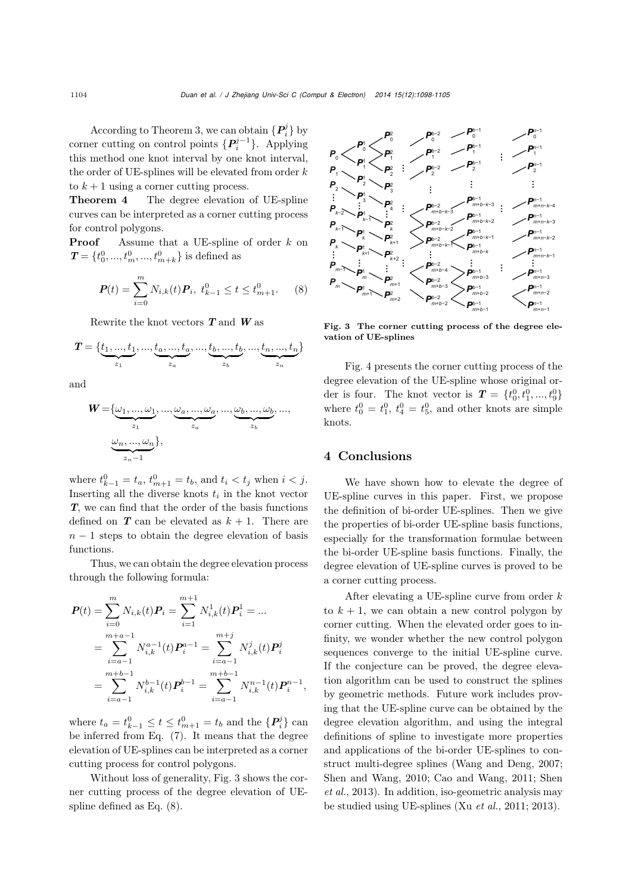According to Theorem 3, we can obtain $\{\boldsymbol{P}_i^j\}$ by corner cutting on control points $\{\boldsymbol{P}_i^{j-1}\}$. Applying this method one knot interval by one knot interval, the order of UE-splines will be elevated from order $k$ to $k+1$ using a corner cutting process.

**Theorem 4** The degree elevation of UE-spline curves can be interpreted as a corner cutting process for control polygons.

**Proof** Assume that a UE-spline of order $k$ on $\boldsymbol{T}=\{t_0^0,...,t_m^0,...,t_{m+k}^0\}$ is defined as

$$\boldsymbol{P}(t)=\sum_{i=0}^{m} N_{i,k}(t)\boldsymbol{P}_i,\ t_{k-1}^0 \le t \le t_{m+1}^0. \quad (8)$$

Rewrite the knot vectors $\boldsymbol{T}$ and $\boldsymbol{W}$ as

$$\boldsymbol{T}=\{\underbrace{t_1,...,t_1}_{z_1},...,\underbrace{t_a,...,t_a}_{z_a},...,\underbrace{t_b,...,t_b}_{z_b},...,\underbrace{t_n,...,t_n}_{z_n}\}$$

and

$$\boldsymbol{W}=\{\underbrace{\omega_1,...,\omega_1}_{z_1},...,\underbrace{\omega_a,...,\omega_a}_{z_a},...,\underbrace{\omega_b,...,\omega_b}_{z_b},..., \underbrace{\omega_n,...,\omega_n}_{z_n-1}\},$$

where $t_{k-1}^0=t_a$, $t_{m+1}^0=t_b$, and $t_i<t_j$ when $i<j$. Inserting all the diverse knots $t_i$ in the knot vector $\boldsymbol{T}$, we can find that the order of the basis functions defined on $\boldsymbol{T}$ can be elevated as $k+1$. There are $n-1$ steps to obtain the degree elevation of basis functions.

Thus, we can obtain the degree elevation process through the following formula:

$$\begin{aligned}\boldsymbol{P}(t)&=\sum_{i=0}^{m} N_{i,k}(t)\boldsymbol{P}_i=\sum_{i=1}^{m+1} N_{i,k}^1(t)\boldsymbol{P}_i^1=...\\&=\sum_{i=a-1}^{m+a-1} N_{i,k}^{a-1}(t)\boldsymbol{P}_i^{a-1}=\sum_{i=a-1}^{m+j} N_{i,k}^{j}(t)\boldsymbol{P}_i^{j}\\&=\sum_{i=a-1}^{m+b-1} N_{i,k}^{b-1}(t)\boldsymbol{P}_i^{b-1}=\sum_{i=a-1}^{m+b-1} N_{i,k}^{n-1}(t)\boldsymbol{P}_i^{n-1},\end{aligned}$$

where $t_a=t_{k-1}^0\le t\le t_{m+1}^0=t_b$ and the $\{\boldsymbol{P}_i^j\}$ can be inferred from Eq. (7). It means that the degree elevation of UE-splines can be interpreted as a corner cutting process for control polygons.

Without loss of generality, Fig. 3 shows the corner cutting process of the degree elevation of UE-spline defined as Eq. (8).

**Fig. 3 The corner cutting process of the degree elevation of UE-splines**

Fig. 4 presents the corner cutting process of the degree elevation of the UE-spline whose original order is four. The knot vector is $\boldsymbol{T}=\{t_0^0,t_1^0,...,t_9^0\}$ where $t_0^0=t_1^0$, $t_4^0=t_5^0$, and other knots are simple knots.

## 4 Conclusions

We have shown how to elevate the degree of UE-spline curves in this paper. First, we propose the definition of bi-order UE-splines. Then we give the properties of bi-order UE-spline basis functions, especially for the transformation formulae between the bi-order UE-spline basis functions. Finally, the degree elevation of UE-spline curves is proved to be a corner cutting process.

After elevating a UE-spline curve from order $k$ to $k+1$, we can obtain a new control polygon by corner cutting. When the elevated order goes to infinity, we wonder whether the new control polygon sequences converge to the initial UE-spline curve. If the conjecture can be proved, the degree elevation algorithm can be used to construct the splines by geometric methods. Future work includes proving that the UE-spline curve can be obtained by the degree elevation algorithm, and using the integral definitions of spline to investigate more properties and applications of the bi-order UE-splines to construct multi-degree splines (Wang and Deng, 2007; Shen and Wang, 2010; Cao and Wang, 2011; Shen *et al.*, 2013). In addition, iso-geometric analysis may be studied using UE-splines (Xu *et al.*, 2011; 2013).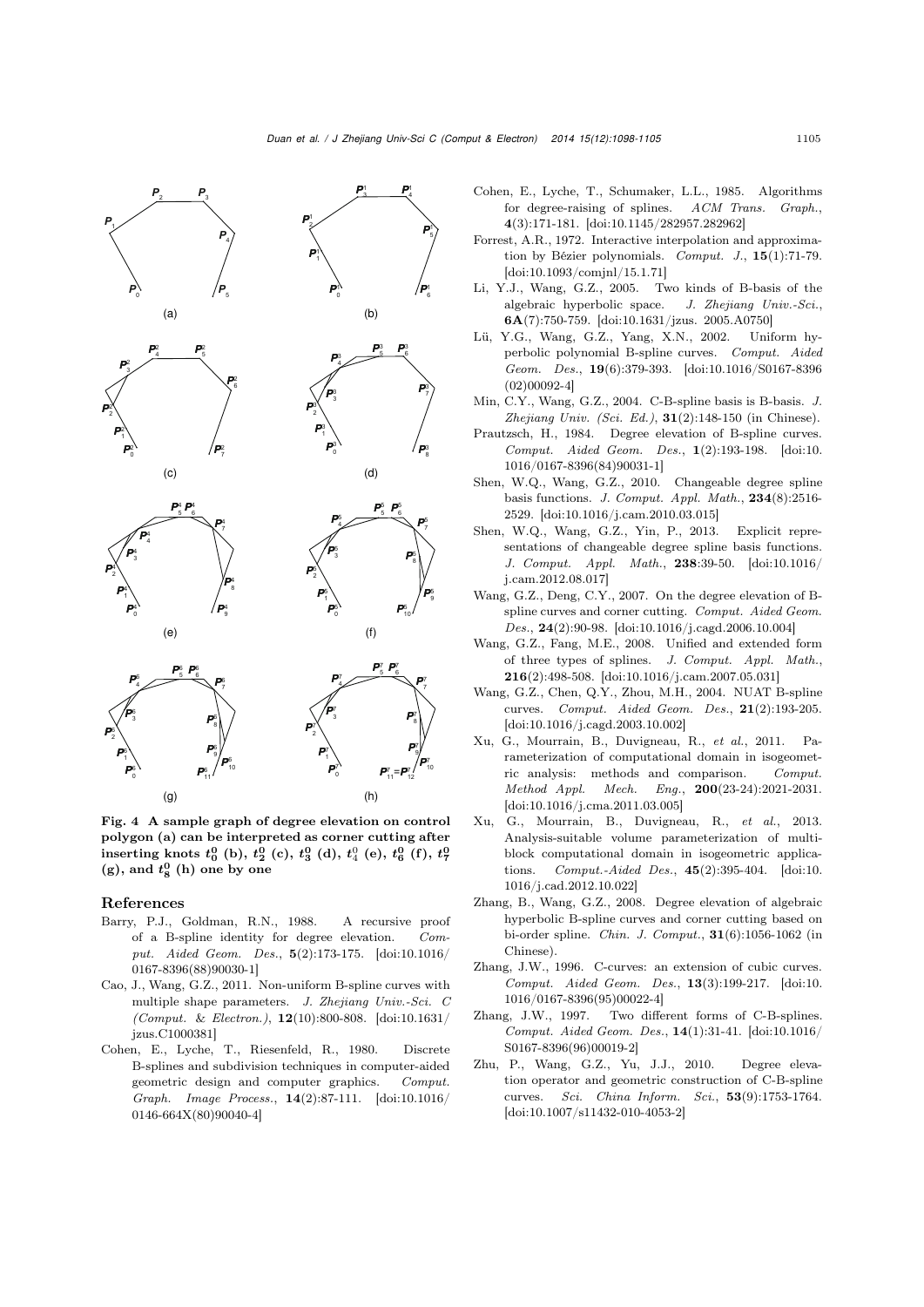(a)

(b)

(c)

(d)

(e)

(f)

(g)

(h)

**Fig. 4 A sample graph of degree elevation on control polygon (a) can be interpreted as corner cutting after inserting knots $t_0^0$ (b), $t_2^0$ (c), $t_3^0$ (d), $t_4^0$ (e), $t_6^0$ (f), $t_7^0$ (g), and $t_8^0$ (h) one by one**

## References

Barry, P.J., Goldman, R.N., 1988. A recursive proof of a B-spline identity for degree elevation. *Comput. Aided Geom. Des.*, **5**(2):173-175. [doi:10.1016/0167-8396(88)90030-1]

Cao, J., Wang, G.Z., 2011. Non-uniform B-spline curves with multiple shape parameters. *J. Zhejiang Univ.-Sci. C (Comput. & Electron.)*, **12**(10):800-808. [doi:10.1631/jzus.C1000381]

Cohen, E., Lyche, T., Riesenfeld, R., 1980. Discrete B-splines and subdivision techniques in computer-aided geometric design and computer graphics. *Comput. Graph. Image Process.*, **14**(2):87-111. [doi:10.1016/0146-664X(80)90040-4]

Cohen, E., Lyche, T., Schumaker, L.L., 1985. Algorithms for degree-raising of splines. *ACM Trans. Graph.*, **4**(3):171-181. [doi:10.1145/282957.282962]

Forrest, A.R., 1972. Interactive interpolation and approximation by Bézier polynomials. *Comput. J.*, **15**(1):71-79. [doi:10.1093/comjnl/15.1.71]

Li, Y.J., Wang, G.Z., 2005. Two kinds of B-basis of the algebraic hyperbolic space. *J. Zhejiang Univ.-Sci.*, **6A**(7):750-759. [doi:10.1631/jzus. 2005.A0750]

Lü, Y.G., Wang, G.Z., Yang, X.N., 2002. Uniform hyperbolic polynomial B-spline curves. *Comput. Aided Geom. Des.*, **19**(6):379-393. [doi:10.1016/S0167-8396(02)00092-4]

Min, C.Y., Wang, G.Z., 2004. C-B-spline basis is B-basis. *J. Zhejiang Univ. (Sci. Ed.)*, **31**(2):148-150 (in Chinese).

Prautzsch, H., 1984. Degree elevation of B-spline curves. *Comput. Aided Geom. Des.*, **1**(2):193-198. [doi:10.1016/0167-8396(84)90031-1]

Shen, W.Q., Wang, G.Z., 2010. Changeable degree spline basis functions. *J. Comput. Appl. Math.*, **234**(8):2516-2529. [doi:10.1016/j.cam.2010.03.015]

Shen, W.Q., Wang, G.Z., Yin, P., 2013. Explicit representations of changeable degree spline basis functions. *J. Comput. Appl. Math.*, **238**:39-50. [doi:10.1016/j.cam.2012.08.017]

Wang, G.Z., Deng, C.Y., 2007. On the degree elevation of B-spline curves and corner cutting. *Comput. Aided Geom. Des.*, **24**(2):90-98. [doi:10.1016/j.cagd.2006.10.004]

Wang, G.Z., Fang, M.E., 2008. Unified and extended form of three types of splines. *J. Comput. Appl. Math.*, **216**(2):498-508. [doi:10.1016/j.cam.2007.05.031]

Wang, G.Z., Chen, Q.Y., Zhou, M.H., 2004. NUAT B-spline curves. *Comput. Aided Geom. Des.*, **21**(2):193-205. [doi:10.1016/j.cagd.2003.10.002]

Xu, G., Mourrain, B., Duvigneau, R., *et al.*, 2011. Parameterization of computational domain in isogeometric analysis: methods and comparison. *Comput. Method Appl. Mech. Eng.*, **200**(23-24):2021-2031. [doi:10.1016/j.cma.2011.03.005]

Xu, G., Mourrain, B., Duvigneau, R., *et al.*, 2013. Analysis-suitable volume parameterization of multi-block computational domain in isogeometric applications. *Comput.-Aided Des.*, **45**(2):395-404. [doi:10.1016/j.cad.2012.10.022]

Zhang, B., Wang, G.Z., 2008. Degree elevation of algebraic hyperbolic B-spline curves and corner cutting based on bi-order spline. *Chin. J. Comput.*, **31**(6):1056-1062 (in Chinese).

Zhang, J.W., 1996. C-curves: an extension of cubic curves. *Comput. Aided Geom. Des.*, **13**(3):199-217. [doi:10.1016/0167-8396(95)00022-4]

Zhang, J.W., 1997. Two different forms of C-B-splines. *Comput. Aided Geom. Des.*, **14**(1):31-41. [doi:10.1016/S0167-8396(96)00019-2]

Zhu, P., Wang, G.Z., Yu, J.J., 2010. Degree elevation operator and geometric construction of C-B-spline curves. *Sci. China Inform. Sci.*, **53**(9):1753-1764. [doi:10.1007/s11432-010-4053-2]